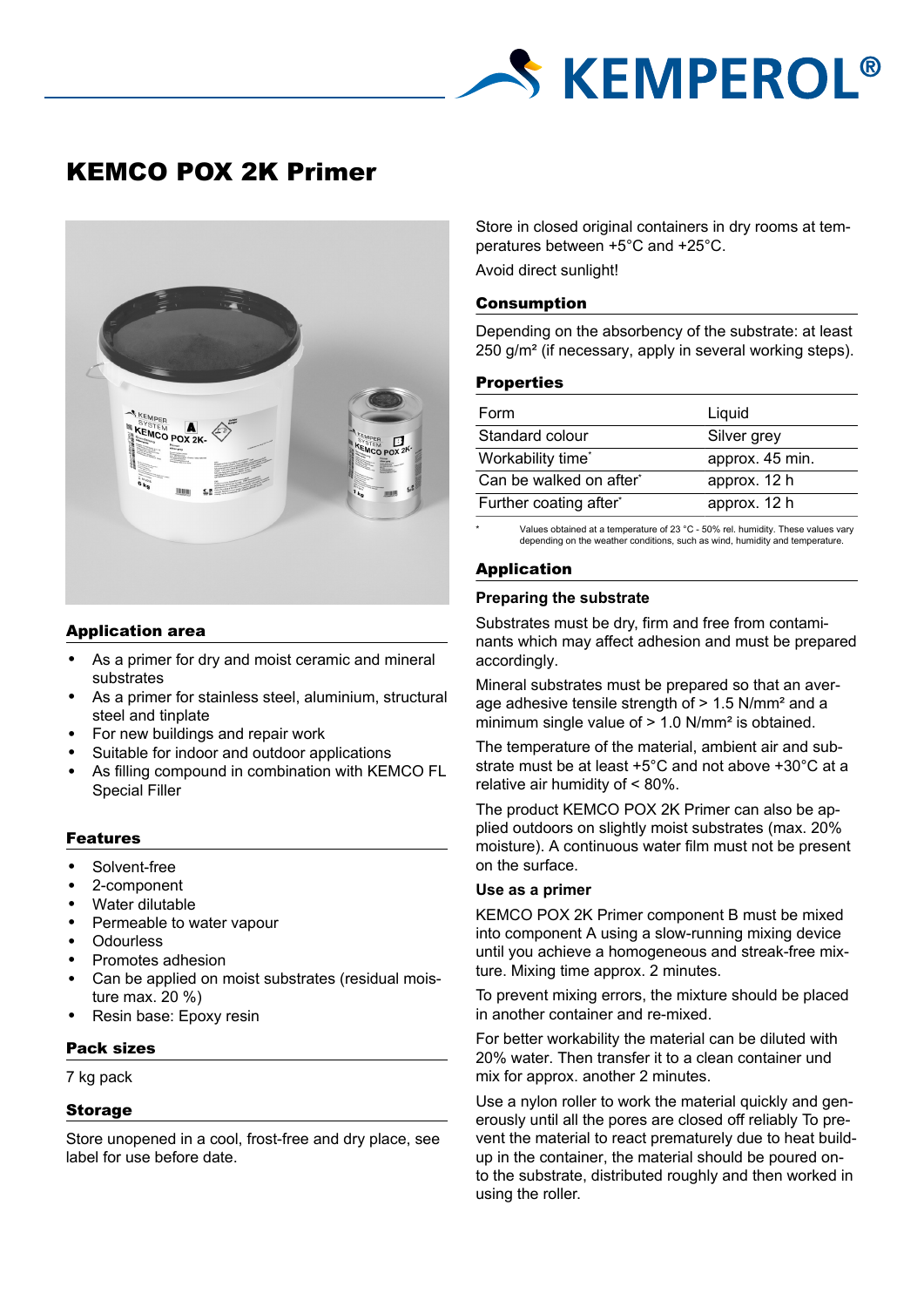# KEMCO POX 2K Primer

## Application area

- As a primer for dry and moist ceramic and mineral substrates
- As a primer for stainless steel, aluminium, structural steel and tinplate
- For new buildings and repair work
- Suitable for indoor and outdoor applications
- As filling compound in combination with KEMCO FL Special Filler

## Features

- Solvent-free
- 2-component
- Water dilutable
- Permeable to water vapour
- Odourless
- Promotes adhesion
- Can be applied on moist substrates (residual moisture max. 20 %)
- Resin base: Epoxy resin

## Pack sizes

7 kg pack

## Storage

Store unopened in a cool, frost-free and dry place, see label for use before date.

Store in closed original containers in dry rooms at temperatures between +5°C and +25°C.

Avoid direct sunlight!

## Consumption

Depending on the absorbency of the substrate: at least 250 g/m² (if necessary, apply in several working steps).

## Properties

| | |
|---|---|
| Form | Liquid |
| Standard colour | Silver grey |
| Workability time* | approx. 45 min. |
| Can be walked on after* | approx. 12 h |
| Further coating after* | approx. 12 h |

* Values obtained at a temperature of 23 °C - 50% rel. humidity. These values vary depending on the weather conditions, such as wind, humidity and temperature.

## Application

### Preparing the substrate

Substrates must be dry, firm and free from contaminants which may affect adhesion and must be prepared accordingly.

Mineral substrates must be prepared so that an average adhesive tensile strength of > 1.5 N/mm² and a minimum single value of > 1.0 N/mm² is obtained.

The temperature of the material, ambient air and substrate must be at least +5°C and not above +30°C at a relative air humidity of < 80%.

The product KEMCO POX 2K Primer can also be applied outdoors on slightly moist substrates (max. 20% moisture). A continuous water film must not be present on the surface.

### Use as a primer

KEMCO POX 2K Primer component B must be mixed into component A using a slow-running mixing device until you achieve a homogeneous and streak-free mixture. Mixing time approx. 2 minutes.

To prevent mixing errors, the mixture should be placed in another container and re-mixed.

For better workability the material can be diluted with 20% water. Then transfer it to a clean container und mix for approx. another 2 minutes.

Use a nylon roller to work the material quickly and generously until all the pores are closed off reliably To prevent the material to react prematurely due to heat build-up in the container, the material should be poured onto the substrate, distributed roughly and then worked in using the roller.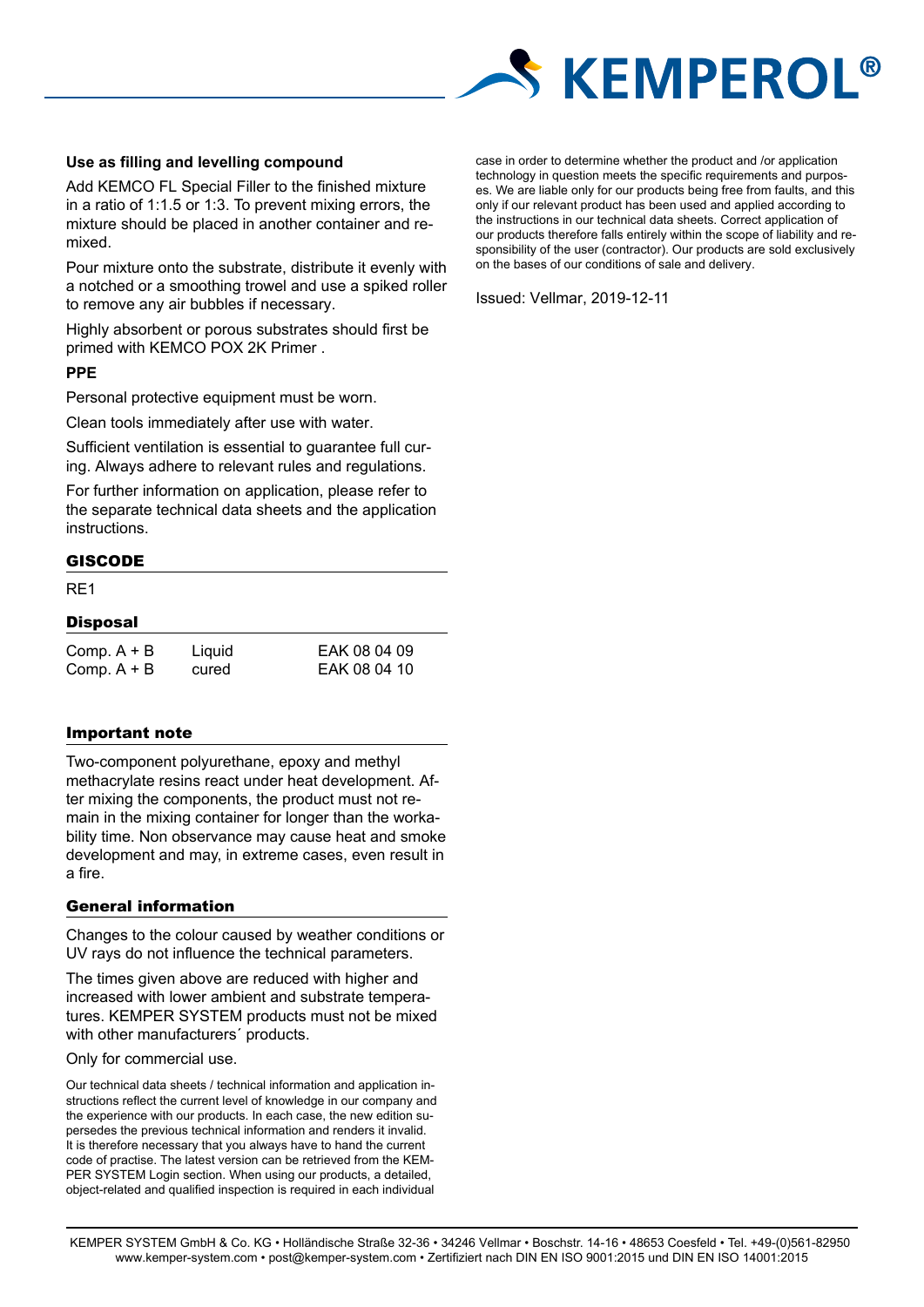#### Use as filling and levelling compound

Add KEMCO FL Special Filler to the finished mixture in a ratio of 1:1.5 or 1:3. To prevent mixing errors, the mixture should be placed in another container and re-mixed.

Pour mixture onto the substrate, distribute it evenly with a notched or a smoothing trowel and use a spiked roller to remove any air bubbles if necessary.

Highly absorbent or porous substrates should first be primed with KEMCO POX 2K Primer .

#### PPE

Personal protective equipment must be worn.

Clean tools immediately after use with water.

Sufficient ventilation is essential to guarantee full curing. Always adhere to relevant rules and regulations.

For further information on application, please refer to the separate technical data sheets and the application instructions.

## GISCODE

RE1

## Disposal

| | | |
|---|---|---|
| Comp. A + B | Liquid | EAK 08 04 09 |
| Comp. A + B | cured | EAK 08 04 10 |

## Important note

Two-component polyurethane, epoxy and methyl methacrylate resins react under heat development. After mixing the components, the product must not remain in the mixing container for longer than the workability time. Non observance may cause heat and smoke development and may, in extreme cases, even result in a fire.

## General information

Changes to the colour caused by weather conditions or UV rays do not influence the technical parameters.

The times given above are reduced with higher and increased with lower ambient and substrate temperatures. KEMPER SYSTEM products must not be mixed with other manufacturers´ products.

Only for commercial use.

Our technical data sheets / technical information and application instructions reflect the current level of knowledge in our company and the experience with our products. In each case, the new edition supersedes the previous technical information and renders it invalid. It is therefore necessary that you always have to hand the current code of practise. The latest version can be retrieved from the KEMPER SYSTEM Login section. When using our products, a detailed, object-related and qualified inspection is required in each individual case in order to determine whether the product and /or application technology in question meets the specific requirements and purposes. We are liable only for our products being free from faults, and this only if our relevant product has been used and applied according to the instructions in our technical data sheets. Correct application of our products therefore falls entirely within the scope of liability and responsibility of the user (contractor). Our products are sold exclusively on the bases of our conditions of sale and delivery.

Issued: Vellmar, 2019-12-11